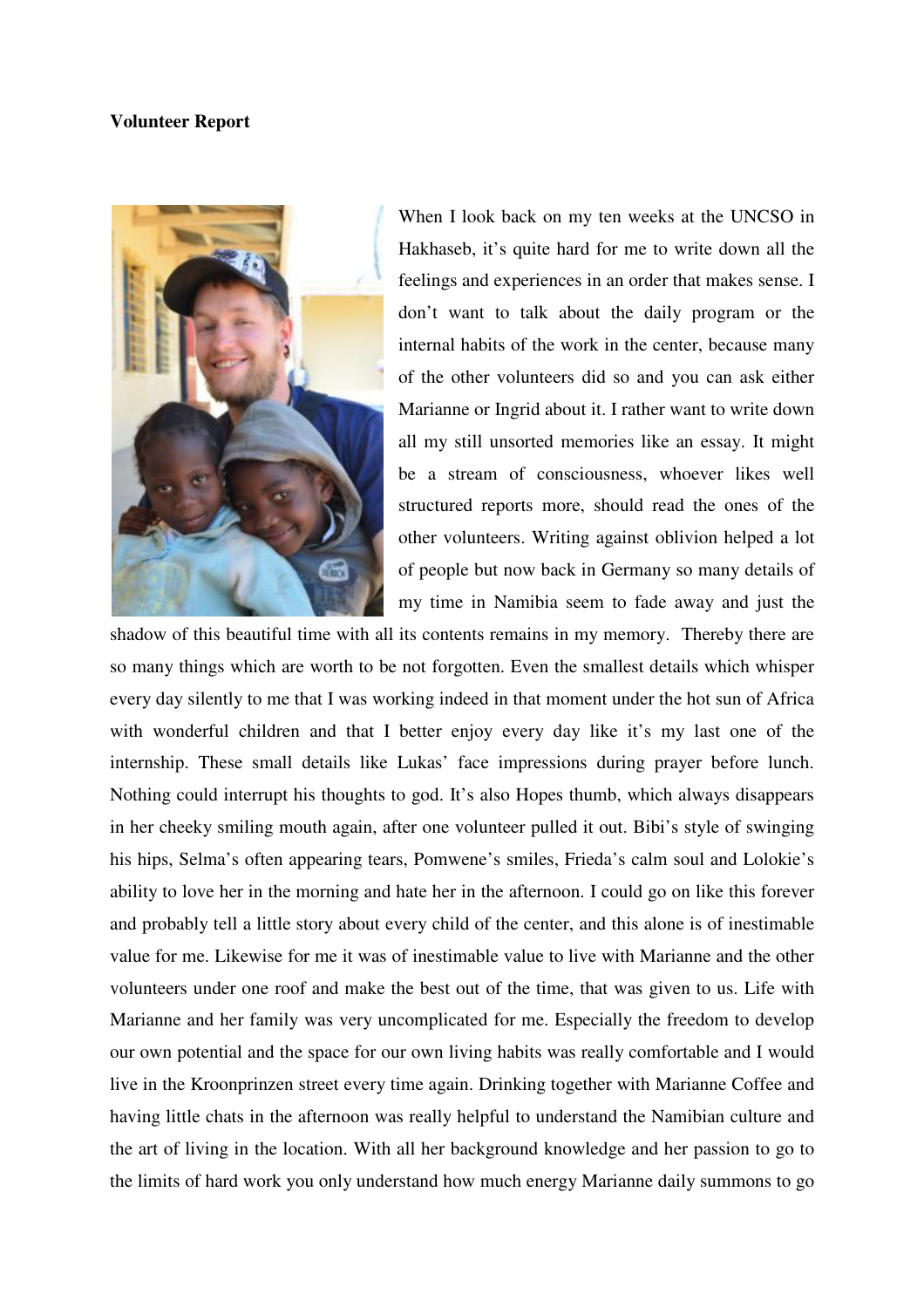**Volunteer Report**

When I look back on my ten weeks at the UNCSO in Hakhaseb, it's quite hard for me to write down all the feelings and experiences in an order that makes sense. I don't want to talk about the daily program or the internal habits of the work in the center, because many of the other volunteers did so and you can ask either Marianne or Ingrid about it. I rather want to write down all my still unsorted memories like an essay. It might be a stream of consciousness, whoever likes well structured reports more, should read the ones of the other volunteers. Writing against oblivion helped a lot of people but now back in Germany so many details of my time in Namibia seem to fade away and just the shadow of this beautiful time with all its contents remains in my memory. Thereby there are so many things which are worth to be not forgotten. Even the smallest details which whisper every day silently to me that I was working indeed in that moment under the hot sun of Africa with wonderful children and that I better enjoy every day like it's my last one of the internship. These small details like Lukas' face impressions during prayer before lunch. Nothing could interrupt his thoughts to god. It's also Hopes thumb, which always disappears in her cheeky smiling mouth again, after one volunteer pulled it out. Bibi's style of swinging his hips, Selma's often appearing tears, Pomwene's smiles, Frieda's calm soul and Lolokie's ability to love her in the morning and hate her in the afternoon. I could go on like this forever and probably tell a little story about every child of the center, and this alone is of inestimable value for me. Likewise for me it was of inestimable value to live with Marianne and the other volunteers under one roof and make the best out of the time, that was given to us. Life with Marianne and her family was very uncomplicated for me. Especially the freedom to develop our own potential and the space for our own living habits was really comfortable and I would live in the Kroonprinzen street every time again. Drinking together with Marianne Coffee and having little chats in the afternoon was really helpful to understand the Namibian culture and the art of living in the location. With all her background knowledge and her passion to go to the limits of hard work you only understand how much energy Marianne daily summons to go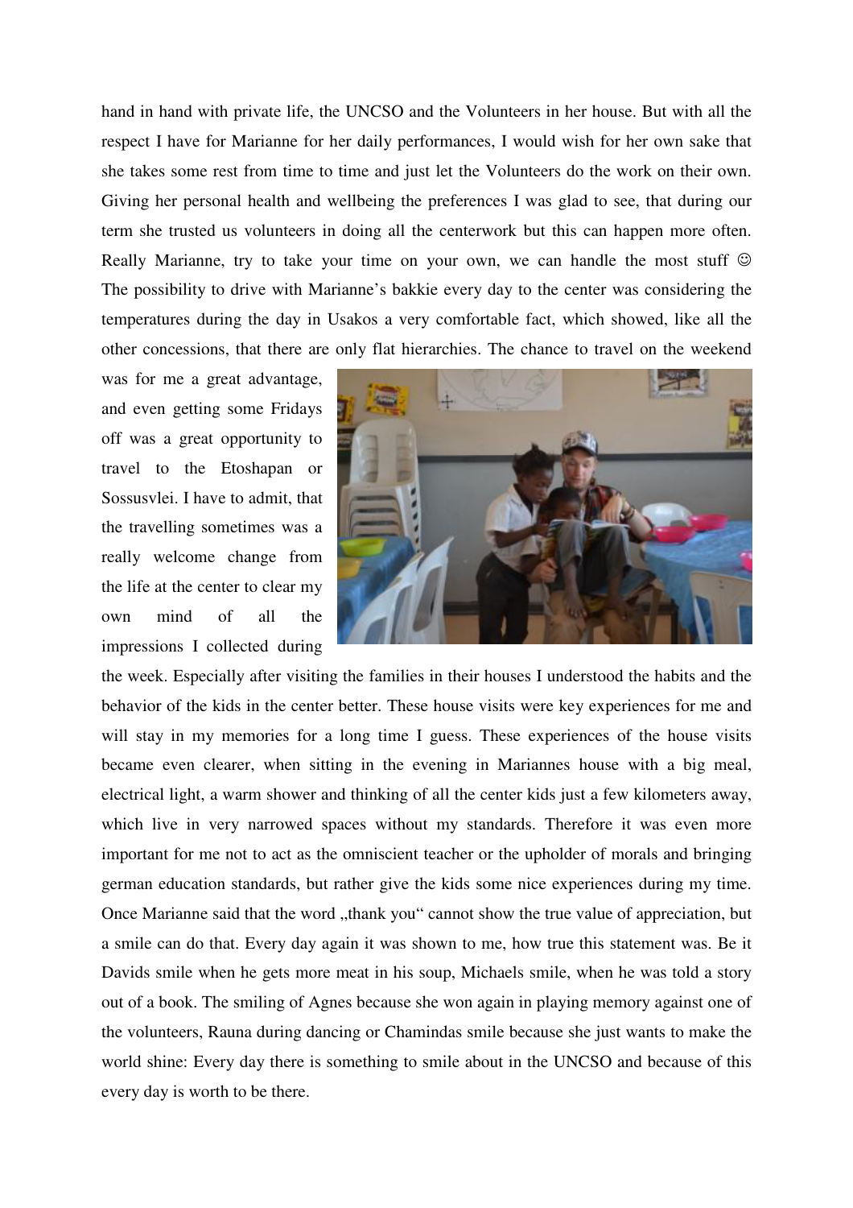hand in hand with private life, the UNCSO and the Volunteers in her house. But with all the respect I have for Marianne for her daily performances, I would wish for her own sake that she takes some rest from time to time and just let the Volunteers do the work on their own. Giving her personal health and wellbeing the preferences I was glad to see, that during our term she trusted us volunteers in doing all the centerwork but this can happen more often. Really Marianne, try to take your time on your own, we can handle the most stuff ☺ The possibility to drive with Marianne's bakkie every day to the center was considering the temperatures during the day in Usakos a very comfortable fact, which showed, like all the other concessions, that there are only flat hierarchies. The chance to travel on the weekend was for me a great advantage, and even getting some Fridays off was a great opportunity to travel to the Etoshapan or Sossusvlei. I have to admit, that the travelling sometimes was a really welcome change from the life at the center to clear my own mind of all the impressions I collected during the week. Especially after visiting the families in their houses I understood the habits and the behavior of the kids in the center better. These house visits were key experiences for me and will stay in my memories for a long time I guess. These experiences of the house visits became even clearer, when sitting in the evening in Mariannes house with a big meal, electrical light, a warm shower and thinking of all the center kids just a few kilometers away, which live in very narrowed spaces without my standards. Therefore it was even more important for me not to act as the omniscient teacher or the upholder of morals and bringing german education standards, but rather give the kids some nice experiences during my time. Once Marianne said that the word „thank you" cannot show the true value of appreciation, but a smile can do that. Every day again it was shown to me, how true this statement was. Be it Davids smile when he gets more meat in his soup, Michaels smile, when he was told a story out of a book. The smiling of Agnes because she won again in playing memory against one of the volunteers, Rauna during dancing or Chamindas smile because she just wants to make the world shine: Every day there is something to smile about in the UNCSO and because of this every day is worth to be there.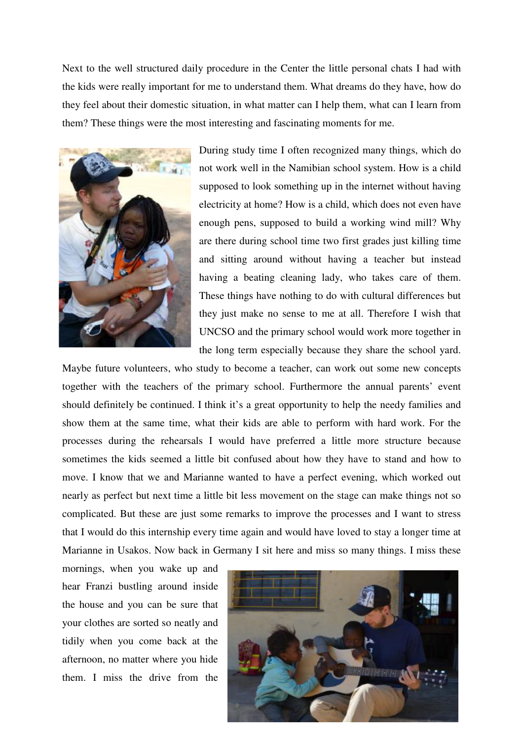Next to the well structured daily procedure in the Center the little personal chats I had with the kids were really important for me to understand them. What dreams do they have, how do they feel about their domestic situation, in what matter can I help them, what can I learn from them? These things were the most interesting and fascinating moments for me.

During study time I often recognized many things, which do not work well in the Namibian school system. How is a child supposed to look something up in the internet without having electricity at home? How is a child, which does not even have enough pens, supposed to build a working wind mill? Why are there during school time two first grades just killing time and sitting around without having a teacher but instead having a beating cleaning lady, who takes care of them. These things have nothing to do with cultural differences but they just make no sense to me at all. Therefore I wish that UNCSO and the primary school would work more together in the long term especially because they share the school yard. Maybe future volunteers, who study to become a teacher, can work out some new concepts together with the teachers of the primary school. Furthermore the annual parents' event should definitely be continued. I think it's a great opportunity to help the needy families and show them at the same time, what their kids are able to perform with hard work. For the processes during the rehearsals I would have preferred a little more structure because sometimes the kids seemed a little bit confused about how they have to stand and how to move. I know that we and Marianne wanted to have a perfect evening, which worked out nearly as perfect but next time a little bit less movement on the stage can make things not so complicated. But these are just some remarks to improve the processes and I want to stress that I would do this internship every time again and would have loved to stay a longer time at Marianne in Usakos. Now back in Germany I sit here and miss so many things. I miss these mornings, when you wake up and hear Franzi bustling around inside the house and you can be sure that your clothes are sorted so neatly and tidily when you come back at the afternoon, no matter where you hide them. I miss the drive from the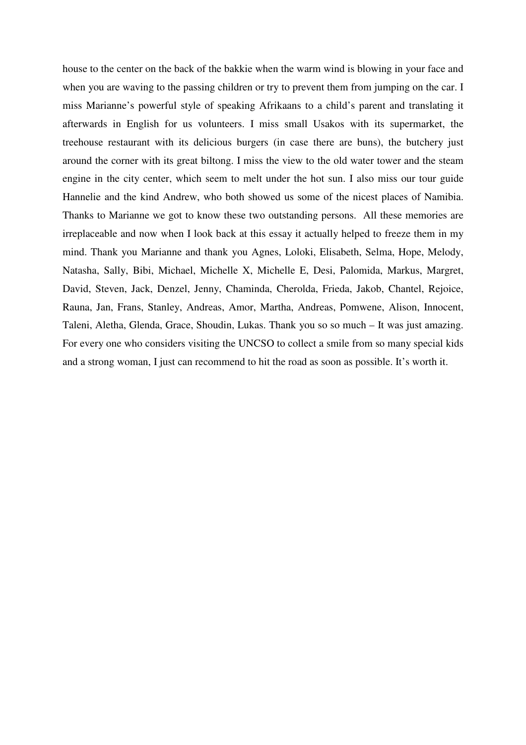house to the center on the back of the bakkie when the warm wind is blowing in your face and when you are waving to the passing children or try to prevent them from jumping on the car. I miss Marianne's powerful style of speaking Afrikaans to a child's parent and translating it afterwards in English for us volunteers. I miss small Usakos with its supermarket, the treehouse restaurant with its delicious burgers (in case there are buns), the butchery just around the corner with its great biltong. I miss the view to the old water tower and the steam engine in the city center, which seem to melt under the hot sun. I also miss our tour guide Hannelie and the kind Andrew, who both showed us some of the nicest places of Namibia. Thanks to Marianne we got to know these two outstanding persons. All these memories are irreplaceable and now when I look back at this essay it actually helped to freeze them in my mind. Thank you Marianne and thank you Agnes, Loloki, Elisabeth, Selma, Hope, Melody, Natasha, Sally, Bibi, Michael, Michelle X, Michelle E, Desi, Palomida, Markus, Margret, David, Steven, Jack, Denzel, Jenny, Chaminda, Cherolda, Frieda, Jakob, Chantel, Rejoice, Rauna, Jan, Frans, Stanley, Andreas, Amor, Martha, Andreas, Pomwene, Alison, Innocent, Taleni, Aletha, Glenda, Grace, Shoudin, Lukas. Thank you so so much – It was just amazing. For every one who considers visiting the UNCSO to collect a smile from so many special kids and a strong woman, I just can recommend to hit the road as soon as possible. It's worth it.